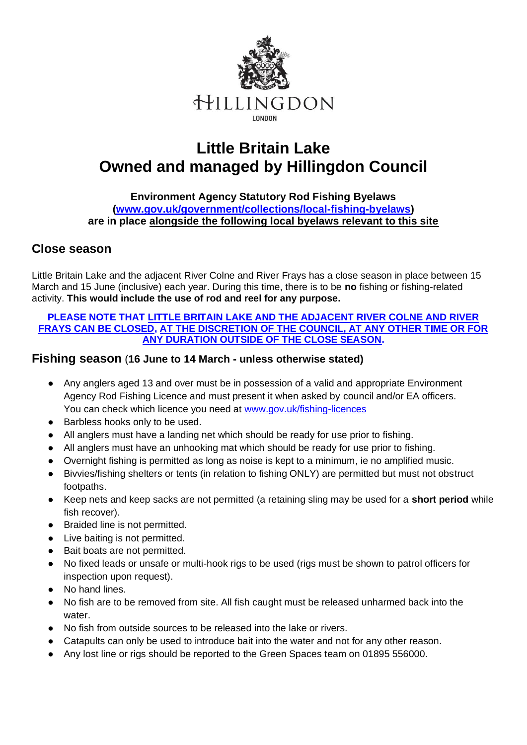HILLINGDON

LONDON

# Little Britain Lake
# Owned and managed by Hillingdon Council

**Environment Agency Statutory Rod Fishing Byelaws**
**([www.gov.uk/government/collections/local-fishing-byelaws](www.gov.uk/government/collections/local-fishing-byelaws))**
**are in place alongside the following local byelaws relevant to this site**

## Close season

Little Britain Lake and the adjacent River Colne and River Frays has a close season in place between 15 March and 15 June (inclusive) each year. During this time, there is to be **no** fishing or fishing-related activity. **This would include the use of rod and reel for any purpose.**

**PLEASE NOTE THAT LITTLE BRITAIN LAKE AND THE ADJACENT RIVER COLNE AND RIVER FRAYS CAN BE CLOSED, AT THE DISCRETION OF THE COUNCIL, AT ANY OTHER TIME OR FOR ANY DURATION OUTSIDE OF THE CLOSE SEASON.**

## Fishing season (16 June to 14 March - unless otherwise stated)

- Any anglers aged 13 and over must be in possession of a valid and appropriate Environment Agency Rod Fishing Licence and must present it when asked by council and/or EA officers. You can check which licence you need at [www.gov.uk/fishing-licences](www.gov.uk/fishing-licences)
- Barbless hooks only to be used.
- All anglers must have a landing net which should be ready for use prior to fishing.
- All anglers must have an unhooking mat which should be ready for use prior to fishing.
- Overnight fishing is permitted as long as noise is kept to a minimum, ie no amplified music.
- Bivvies/fishing shelters or tents (in relation to fishing ONLY) are permitted but must not obstruct footpaths.
- Keep nets and keep sacks are not permitted (a retaining sling may be used for a **short period** while fish recover).
- Braided line is not permitted.
- Live baiting is not permitted.
- Bait boats are not permitted.
- No fixed leads or unsafe or multi-hook rigs to be used (rigs must be shown to patrol officers for inspection upon request).
- No hand lines.
- No fish are to be removed from site. All fish caught must be released unharmed back into the water.
- No fish from outside sources to be released into the lake or rivers.
- Catapults can only be used to introduce bait into the water and not for any other reason.
- Any lost line or rigs should be reported to the Green Spaces team on 01895 556000.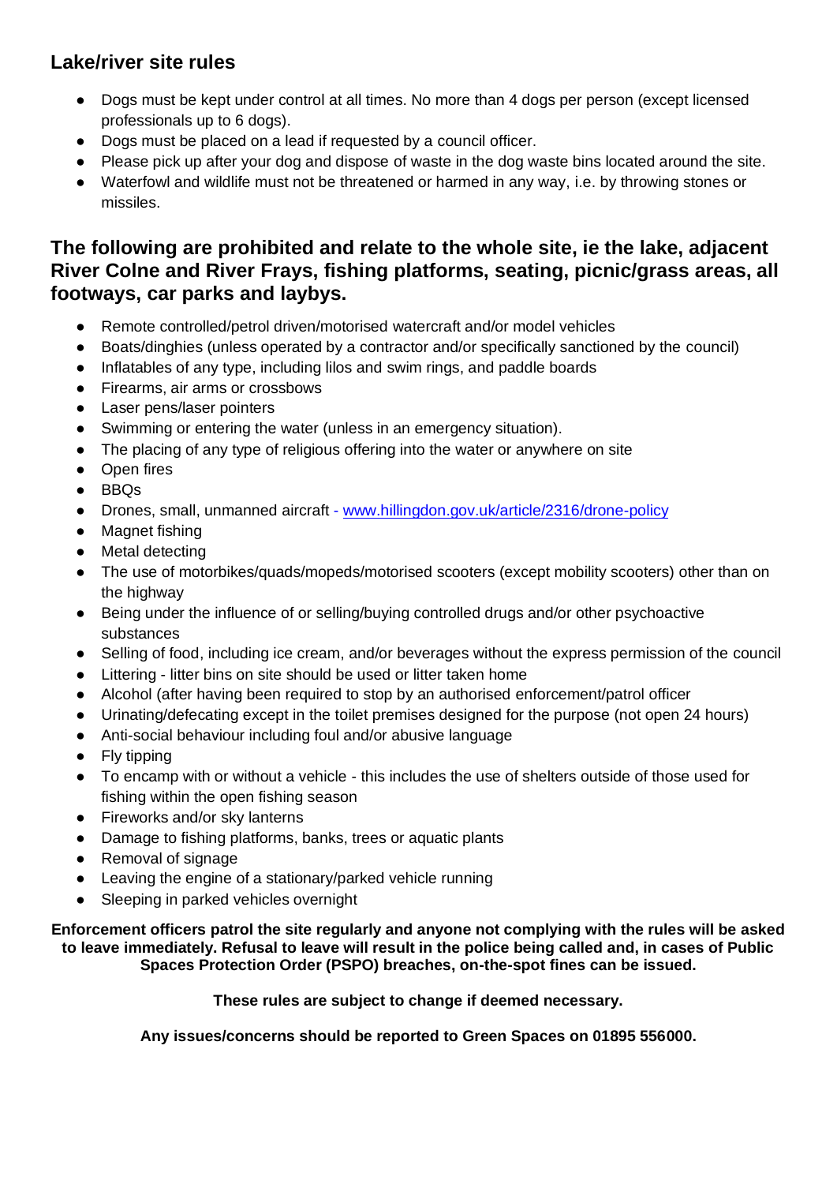## Lake/river site rules

- Dogs must be kept under control at all times. No more than 4 dogs per person (except licensed professionals up to 6 dogs).
- Dogs must be placed on a lead if requested by a council officer.
- Please pick up after your dog and dispose of waste in the dog waste bins located around the site.
- Waterfowl and wildlife must not be threatened or harmed in any way, i.e. by throwing stones or missiles.

## The following are prohibited and relate to the whole site, ie the lake, adjacent River Colne and River Frays, fishing platforms, seating, picnic/grass areas, all footways, car parks and laybys.

- Remote controlled/petrol driven/motorised watercraft and/or model vehicles
- Boats/dinghies (unless operated by a contractor and/or specifically sanctioned by the council)
- Inflatables of any type, including lilos and swim rings, and paddle boards
- Firearms, air arms or crossbows
- Laser pens/laser pointers
- Swimming or entering the water (unless in an emergency situation).
- The placing of any type of religious offering into the water or anywhere on site
- Open fires
- BBQs
- Drones, small, unmanned aircraft - [www.hillingdon.gov.uk/article/2316/drone-policy](www.hillingdon.gov.uk/article/2316/drone-policy)
- Magnet fishing
- Metal detecting
- The use of motorbikes/quads/mopeds/motorised scooters (except mobility scooters) other than on the highway
- Being under the influence of or selling/buying controlled drugs and/or other psychoactive substances
- Selling of food, including ice cream, and/or beverages without the express permission of the council
- Littering - litter bins on site should be used or litter taken home
- Alcohol (after having been required to stop by an authorised enforcement/patrol officer
- Urinating/defecating except in the toilet premises designed for the purpose (not open 24 hours)
- Anti-social behaviour including foul and/or abusive language
- Fly tipping
- To encamp with or without a vehicle - this includes the use of shelters outside of those used for fishing within the open fishing season
- Fireworks and/or sky lanterns
- Damage to fishing platforms, banks, trees or aquatic plants
- Removal of signage
- Leaving the engine of a stationary/parked vehicle running
- Sleeping in parked vehicles overnight

**Enforcement officers patrol the site regularly and anyone not complying with the rules will be asked to leave immediately. Refusal to leave will result in the police being called and, in cases of Public Spaces Protection Order (PSPO) breaches, on-the-spot fines can be issued.**

**These rules are subject to change if deemed necessary.**

**Any issues/concerns should be reported to Green Spaces on 01895 556000.**